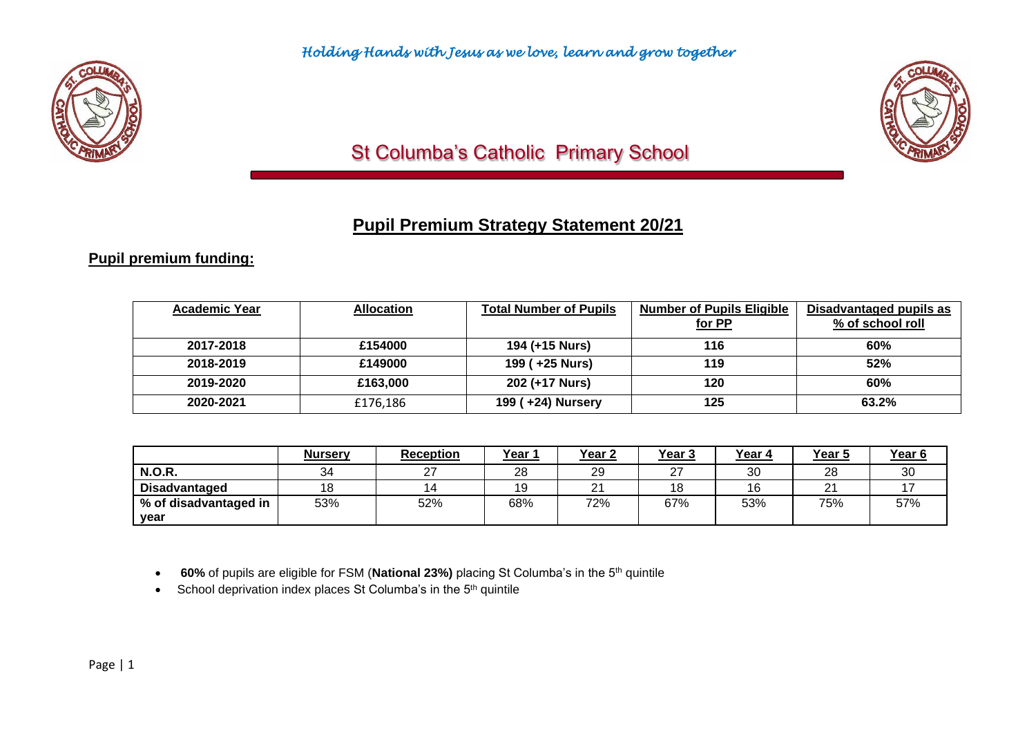*Holding Hands with Jesus as we love, learn and grow together*

# St Columba's Catholic Primary School

## Pupil Premium Strategy Statement 20/21

### Pupil premium funding:

| Academic Year | Allocation | Total Number of Pupils | Number of Pupils Eligible for PP | Disadvantaged pupils as % of school roll |
|---|---|---|---|---|
| 2017-2018 | £154000 | 194 (+15 Nurs) | 116 | 60% |
| 2018-2019 | £149000 | 199 ( +25 Nurs) | 119 | 52% |
| 2019-2020 | £163,000 | 202 (+17 Nurs) | 120 | 60% |
| 2020-2021 | £176,186 | 199 ( +24) Nursery | 125 | 63.2% |

| | Nursery | Reception | Year 1 | Year 2 | Year 3 | Year 4 | Year 5 | Year 6 |
|---|---|---|---|---|---|---|---|---|
| **N.O.R.** | 34 | 27 | 28 | 29 | 27 | 30 | 28 | 30 |
| **Disadvantaged** | 18 | 14 | 19 | 21 | 18 | 16 | 21 | 17 |
| **% of disadvantaged in year** | 53% | 52% | 68% | 72% | 67% | 53% | 75% | 57% |

- **60%** of pupils are eligible for FSM (**National 23%)** placing St Columba's in the 5th quintile
- School deprivation index places St Columba's in the 5th quintile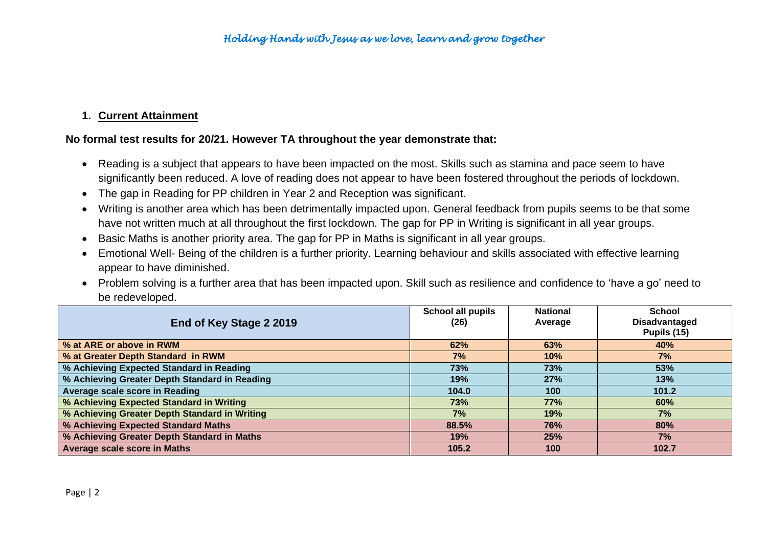## 1. Current Attainment

**No formal test results for 20/21. However TA throughout the year demonstrate that:**

- Reading is a subject that appears to have been impacted on the most. Skills such as stamina and pace seem to have significantly been reduced. A love of reading does not appear to have been fostered throughout the periods of lockdown.
- The gap in Reading for PP children in Year 2 and Reception was significant.
- Writing is another area which has been detrimentally impacted upon. General feedback from pupils seems to be that some have not written much at all throughout the first lockdown. The gap for PP in Writing is significant in all year groups.
- Basic Maths is another priority area. The gap for PP in Maths is significant in all year groups.
- Emotional Well- Being of the children is a further priority. Learning behaviour and skills associated with effective learning appear to have diminished.
- Problem solving is a further area that has been impacted upon. Skill such as resilience and confidence to 'have a go' need to be redeveloped.

| End of Key Stage 2 2019 | School all pupils (26) | National Average | School Disadvantaged Pupils (15) |
|---|---|---|---|
| % at ARE or above in RWM | 62% | 63% | 40% |
| % at Greater Depth Standard in RWM | 7% | 10% | 7% |
| % Achieving Expected Standard in Reading | 73% | 73% | 53% |
| % Achieving Greater Depth Standard in Reading | 19% | 27% | 13% |
| Average scale score in Reading | 104.0 | 100 | 101.2 |
| % Achieving Expected Standard in Writing | 73% | 77% | 60% |
| % Achieving Greater Depth Standard in Writing | 7% | 19% | 7% |
| % Achieving Expected Standard Maths | 88.5% | 76% | 80% |
| % Achieving Greater Depth Standard in Maths | 19% | 25% | 7% |
| Average scale score in Maths | 105.2 | 100 | 102.7 |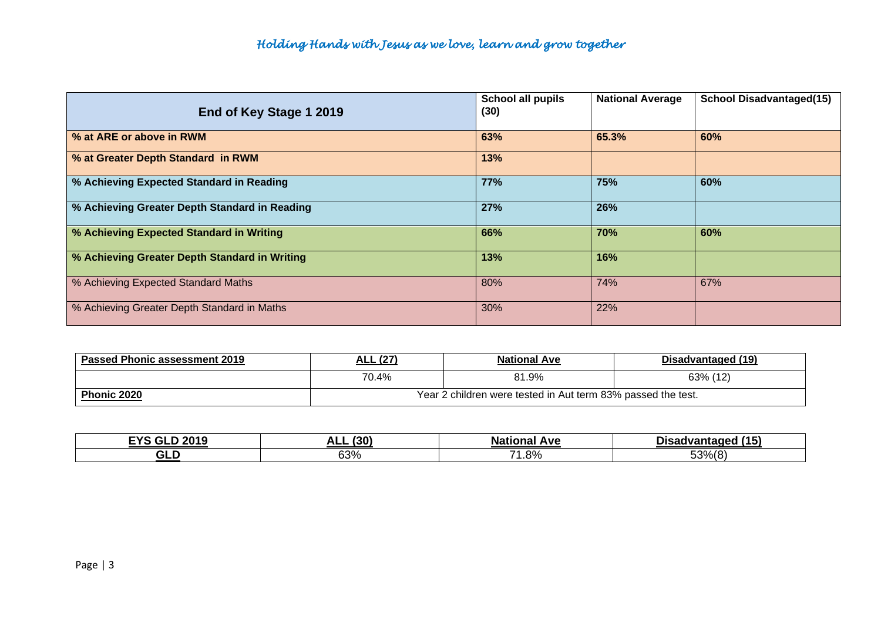| End of Key Stage 1 2019 | School all pupils (30) | National Average | School Disadvantaged(15) |
|---|---|---|---|
| **% at ARE or above in RWM** | **63%** | **65.3%** | **60%** |
| **% at Greater Depth Standard in RWM** | **13%** | | |
| **% Achieving Expected Standard in Reading** | **77%** | **75%** | **60%** |
| **% Achieving Greater Depth Standard in Reading** | **27%** | **26%** | |
| **% Achieving Expected Standard in Writing** | **66%** | **70%** | **60%** |
| **% Achieving Greater Depth Standard in Writing** | **13%** | **16%** | |
| % Achieving Expected Standard Maths | 80% | 74% | 67% |
| % Achieving Greater Depth Standard in Maths | 30% | 22% | |

| Passed Phonic assessment 2019 | ALL (27) | National Ave | Disadvantaged (19) |
|---|---|---|---|
| | 70.4% | 81.9% | 63% (12) |
| **Phonic 2020** | Year 2 children were tested in Aut term 83% passed the test. | | |

| EYS GLD 2019 | ALL (30) | National Ave | Disadvantaged (15) |
|---|---|---|---|
| GLD | 63% | 71.8% | 53%(8) |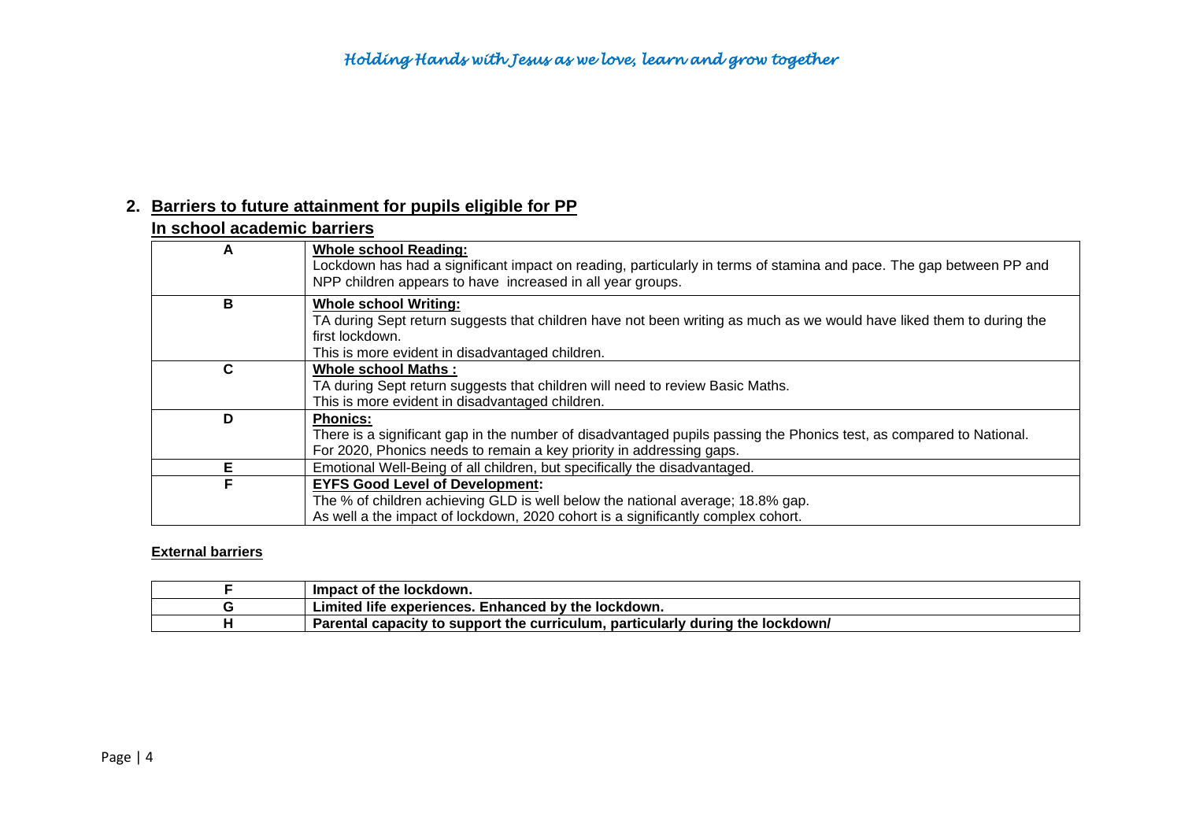## 2. Barriers to future attainment for pupils eligible for PP

### In school academic barriers

| | |
|---|---|
| **A** | **Whole school Reading:**<br>Lockdown has had a significant impact on reading, particularly in terms of stamina and pace. The gap between PP and NPP children appears to have increased in all year groups. |
| **B** | **Whole school Writing:**<br>TA during Sept return suggests that children have not been writing as much as we would have liked them to during the first lockdown.<br>This is more evident in disadvantaged children. |
| **C** | **Whole school Maths :**<br>TA during Sept return suggests that children will need to review Basic Maths.<br>This is more evident in disadvantaged children. |
| **D** | **Phonics:**<br>There is a significant gap in the number of disadvantaged pupils passing the Phonics test, as compared to National.<br>For 2020, Phonics needs to remain a key priority in addressing gaps. |
| **E** | Emotional Well-Being of all children, but specifically the disadvantaged. |
| **F** | **EYFS Good Level of Development:**<br>The % of children achieving GLD is well below the national average; 18.8% gap.<br>As well a the impact of lockdown, 2020 cohort is a significantly complex cohort. |

**External barriers**

| | |
|---|---|
| **F** | **Impact of the lockdown.** |
| **G** | **Limited life experiences. Enhanced by the lockdown.** |
| **H** | **Parental capacity to support the curriculum, particularly during the lockdown/** |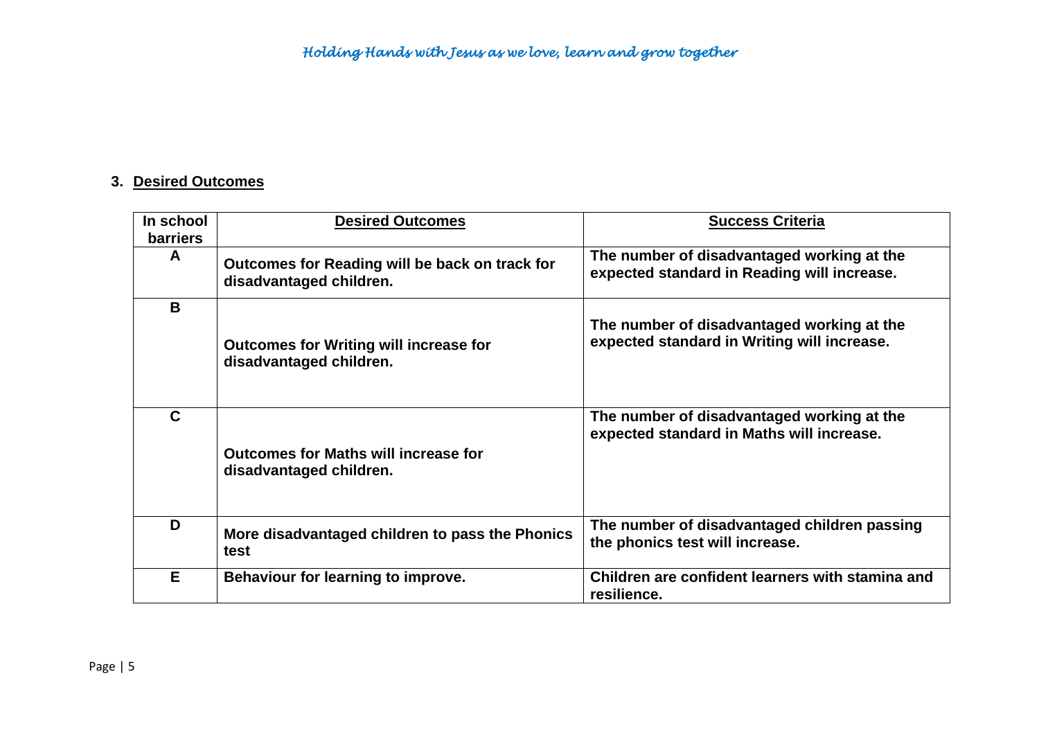## 3. Desired Outcomes

| In school barriers | Desired Outcomes | Success Criteria |
|---|---|---|
| **A** | **Outcomes for Reading will be back on track for disadvantaged children.** | **The number of disadvantaged working at the expected standard in Reading will increase.** |
| **B** | **Outcomes for Writing will increase for disadvantaged children.** | **The number of disadvantaged working at the expected standard in Writing will increase.** |
| **C** | **Outcomes for Maths will increase for disadvantaged children.** | **The number of disadvantaged working at the expected standard in Maths will increase.** |
| **D** | **More disadvantaged children to pass the Phonics test** | **The number of disadvantaged children passing the phonics test will increase.** |
| **E** | **Behaviour for learning to improve.** | **Children are confident learners with stamina and resilience.** |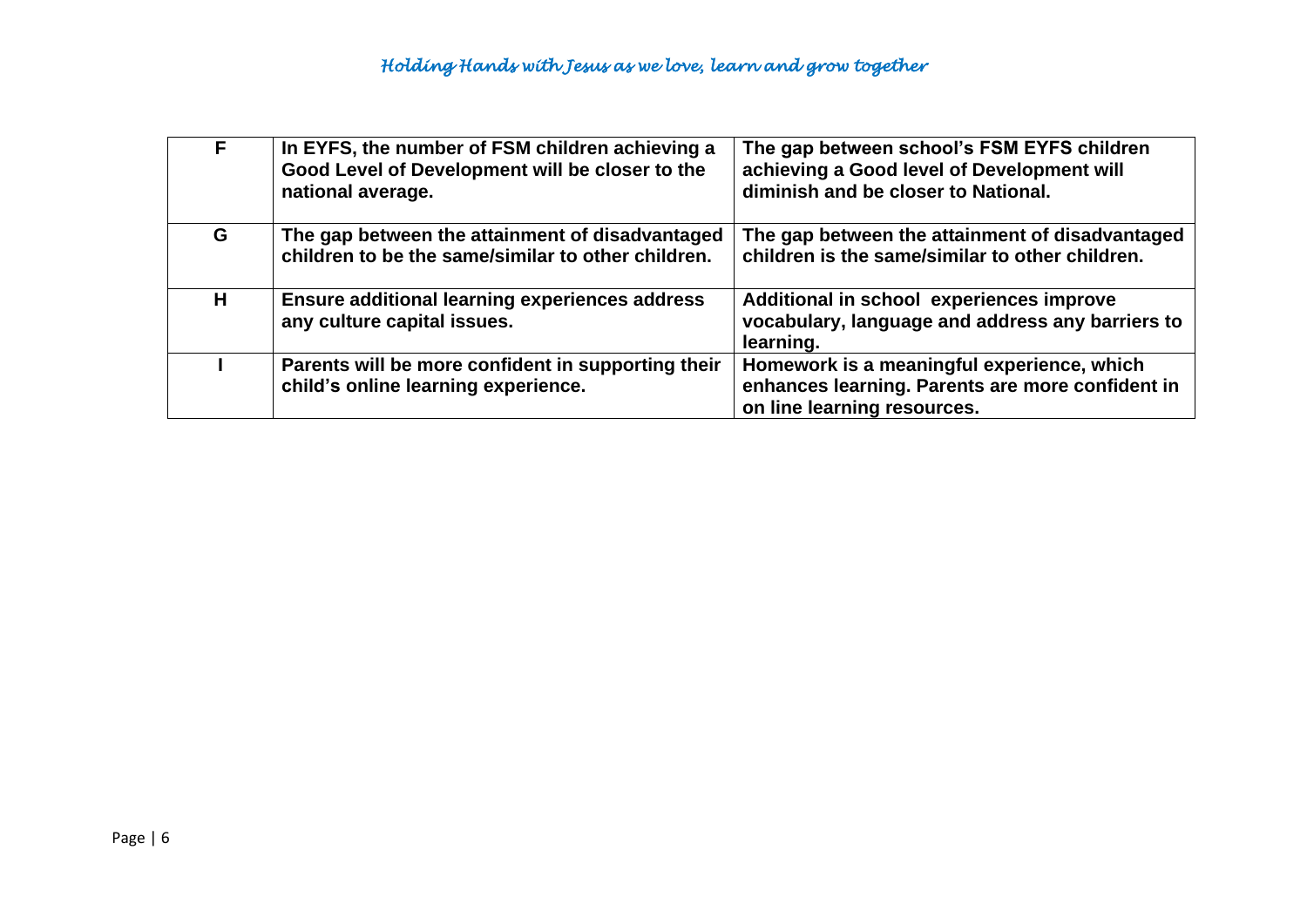| | | |
|---|---|---|
| **F** | **In EYFS, the number of FSM children achieving a Good Level of Development will be closer to the national average.** | **The gap between school's FSM EYFS children achieving a Good level of Development will diminish and be closer to National.** |
| **G** | **The gap between the attainment of disadvantaged children to be the same/similar to other children.** | **The gap between the attainment of disadvantaged children is the same/similar to other children.** |
| **H** | **Ensure additional learning experiences address any culture capital issues.** | **Additional in school experiences improve vocabulary, language and address any barriers to learning.** |
| **I** | **Parents will be more confident in supporting their child's online learning experience.** | **Homework is a meaningful experience, which enhances learning. Parents are more confident in on line learning resources.** |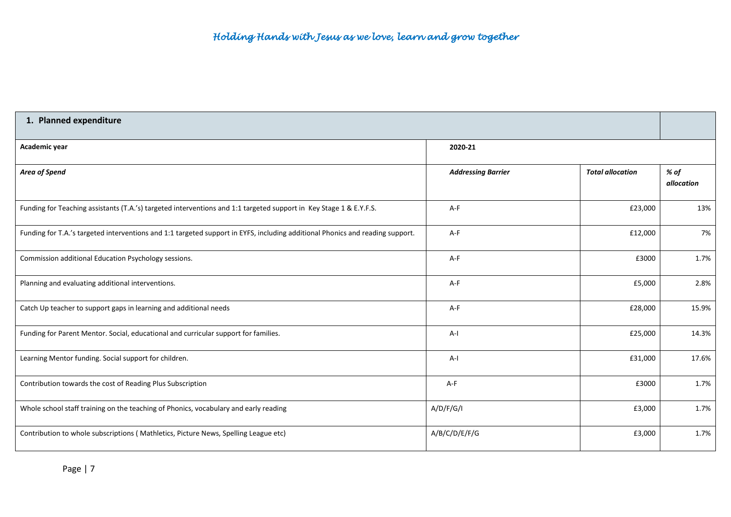*Holding Hands with Jesus as we love, learn and grow together*

| 1. Planned expenditure | | | |
|---|---|---|---|
| **Academic year** | **2020-21** | | |
| ***Area of Spend*** | ***Addressing Barrier*** | ***Total allocation*** | ***% of allocation*** |
| Funding for Teaching assistants (T.A.'s) targeted interventions and 1:1 targeted support in Key Stage 1 & E.Y.F.S. | A-F | £23,000 | 13% |
| Funding for T.A.'s targeted interventions and 1:1 targeted support in EYFS, including additional Phonics and reading support. | A-F | £12,000 | 7% |
| Commission additional Education Psychology sessions. | A-F | £3000 | 1.7% |
| Planning and evaluating additional interventions. | A-F | £5,000 | 2.8% |
| Catch Up teacher to support gaps in learning and additional needs | A-F | £28,000 | 15.9% |
| Funding for Parent Mentor. Social, educational and curricular support for families. | A-I | £25,000 | 14.3% |
| Learning Mentor funding. Social support for children. | A-I | £31,000 | 17.6% |
| Contribution towards the cost of Reading Plus Subscription | A-F | £3000 | 1.7% |
| Whole school staff training on the teaching of Phonics, vocabulary and early reading | A/D/F/G/I | £3,000 | 1.7% |
| Contribution to whole subscriptions ( Mathletics, Picture News, Spelling League etc) | A/B/C/D/E/F/G | £3,000 | 1.7% |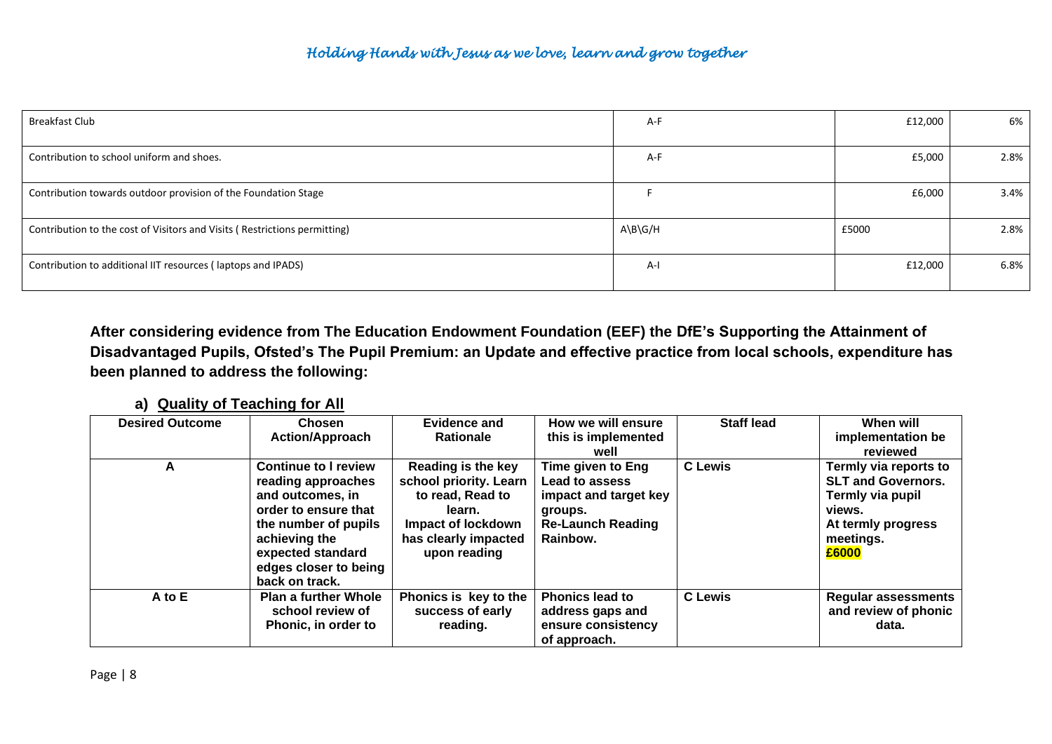| Breakfast Club | A-F | £12,000 | 6% |
|---|---|---|---|
| Contribution to school uniform and shoes. | A-F | £5,000 | 2.8% |
| Contribution towards outdoor provision of the Foundation Stage | F | £6,000 | 3.4% |
| Contribution to the cost of Visitors and Visits ( Restrictions permitting) | A\B\G/H | £5000 | 2.8% |
| Contribution to additional IIT resources ( laptops and IPADS) | A-I | £12,000 | 6.8% |

**After considering evidence from The Education Endowment Foundation (EEF) the DfE's Supporting the Attainment of Disadvantaged Pupils, Ofsted's The Pupil Premium: an Update and effective practice from local schools, expenditure has been planned to address the following:**

### a) Quality of Teaching for All

| Desired Outcome | Chosen Action/Approach | Evidence and Rationale | How we will ensure this is implemented well | Staff lead | When will implementation be reviewed |
|---|---|---|---|---|---|
| **A** | **Continue to l review reading approaches and outcomes, in order to ensure that the number of pupils achieving the expected standard edges closer to being back on track.** | **Reading is the key school priority. Learn to read, Read to learn. Impact of lockdown has clearly impacted upon reading** | **Time given to Eng Lead to assess impact and target key groups. Re-Launch Reading Rainbow.** | **C Lewis** | **Termly via reports to SLT and Governors. Termly via pupil views. At termly progress meetings. £6000** |
| **A to E** | **Plan a further Whole school review of Phonic, in order to** | **Phonics is key to the success of early reading.** | **Phonics lead to address gaps and ensure consistency of approach.** | **C Lewis** | **Regular assessments and review of phonic data.** |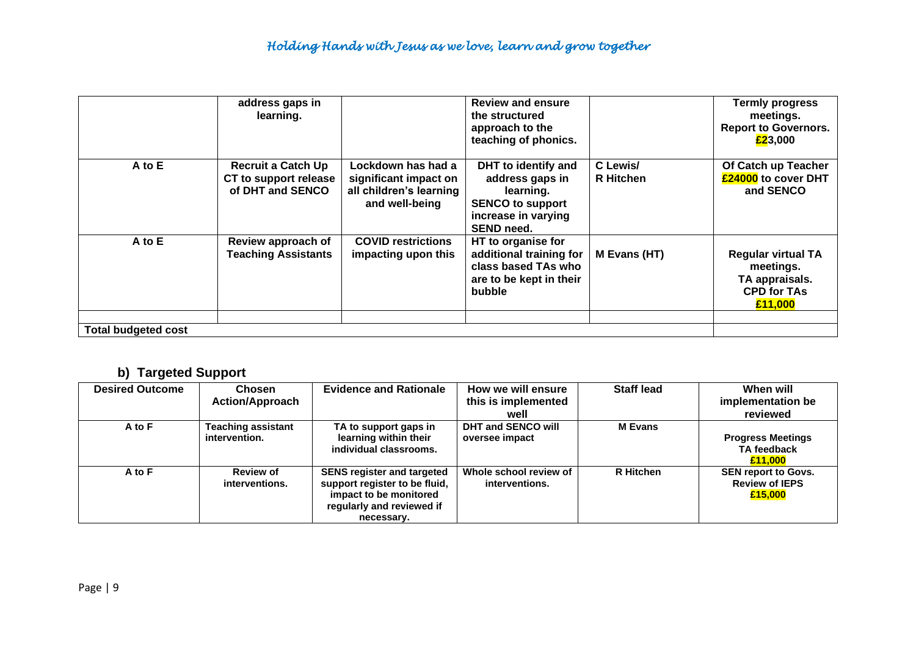| | address gaps in learning. | | Review and ensure the structured approach to the teaching of phonics. | | Termly progress meetings. Report to Governors. £23,000 |
|---|---|---|---|---|---|
| A to E | Recruit a Catch Up CT to support release of DHT and SENCO | Lockdown has had a significant impact on all children's learning and well-being | DHT to identify and address gaps in learning. SENCO to support increase in varying SEND need. | C Lewis/ R Hitchen | Of Catch up Teacher £24000 to cover DHT and SENCO |
| A to E | Review approach of Teaching Assistants | COVID restrictions impacting upon this | HT to organise for additional training for class based TAs who are to be kept in their bubble | M Evans (HT) | Regular virtual TA meetings. TA appraisals. CPD for TAs £11,000 |
| | | | | | |
| Total budgeted cost | | | | | |

## b) Targeted Support

| Desired Outcome | Chosen Action/Approach | Evidence and Rationale | How we will ensure this is implemented well | Staff lead | When will implementation be reviewed |
|---|---|---|---|---|---|
| A to F | Teaching assistant intervention. | TA to support gaps in learning within their individual classrooms. | DHT and SENCO will oversee impact | M Evans | Progress Meetings TA feedback £11,000 |
| A to F | Review of interventions. | SENS register and targeted support register to be fluid, impact to be monitored regularly and reviewed if necessary. | Whole school review of interventions. | R Hitchen | SEN report to Govs. Review of IEPS £15,000 |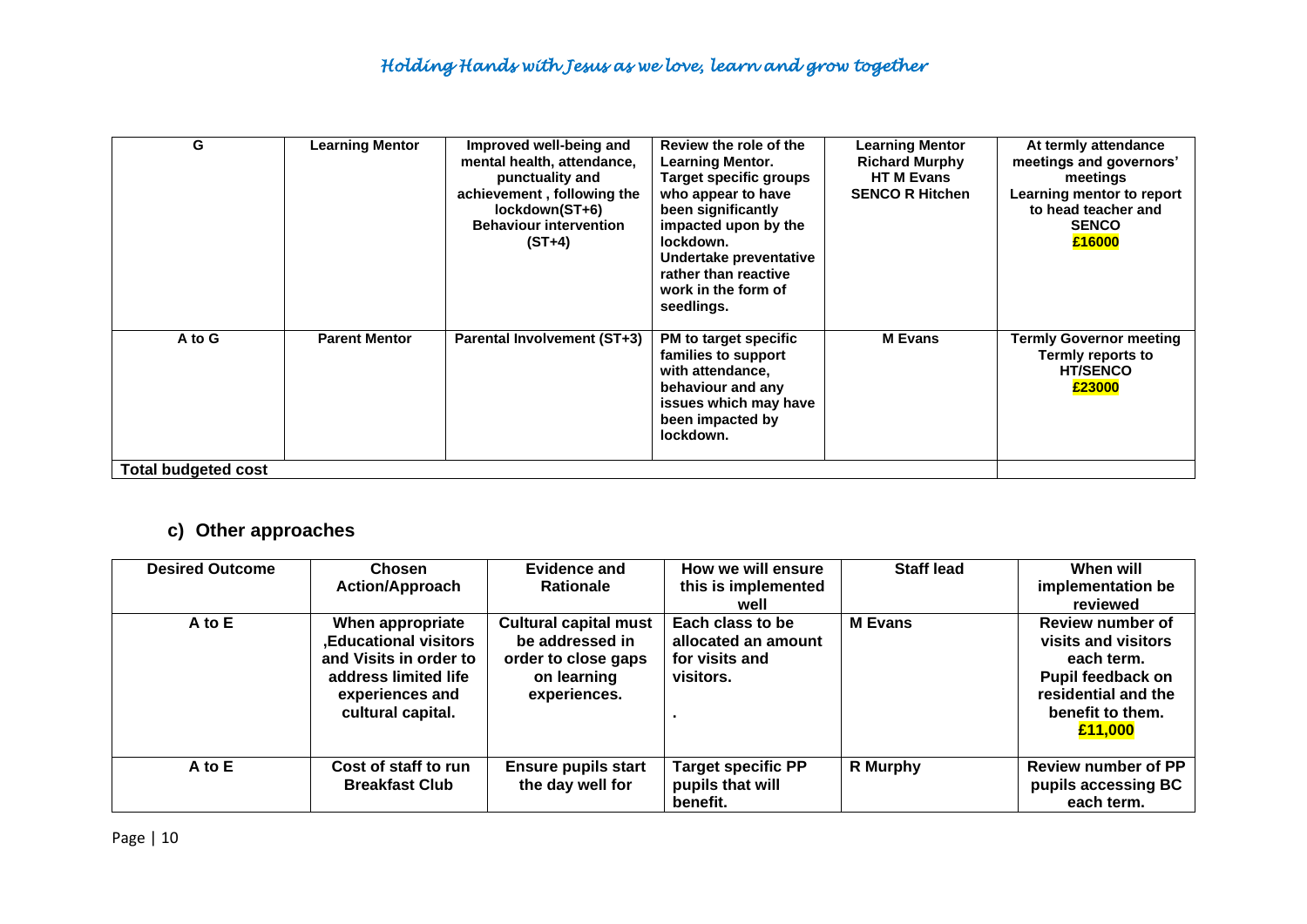| G | Learning Mentor | Improved well-being and mental health, attendance, punctuality and achievement , following the lockdown(ST+6) Behaviour intervention (ST+4) | Review the role of the Learning Mentor. Target specific groups who appear to have been significantly impacted upon by the lockdown. Undertake preventative rather than reactive work in the form of seedlings. | Learning Mentor Richard Murphy HT M Evans SENCO R Hitchen | At termly attendance meetings and governors' meetings Learning mentor to report to head teacher and SENCO £16000 |
|---|---|---|---|---|---|
| A to G | Parent Mentor | Parental Involvement (ST+3) | PM to target specific families to support with attendance, behaviour and any issues which may have been impacted by lockdown. | M Evans | Termly Governor meeting Termly reports to HT/SENCO £23000 |
| Total budgeted cost | | | | | |

## c) Other approaches

| Desired Outcome | Chosen Action/Approach | Evidence and Rationale | How we will ensure this is implemented well | Staff lead | When will implementation be reviewed |
|---|---|---|---|---|---|
| A to E | When appropriate ,Educational visitors and Visits in order to address limited life experiences and cultural capital. | Cultural capital must be addressed in order to close gaps on learning experiences. | Each class to be allocated an amount for visits and visitors. . | M Evans | Review number of visits and visitors each term. Pupil feedback on residential and the benefit to them. £11,000 |
| A to E | Cost of staff to run Breakfast Club | Ensure pupils start the day well for | Target specific PP pupils that will benefit. | R Murphy | Review number of PP pupils accessing BC each term. |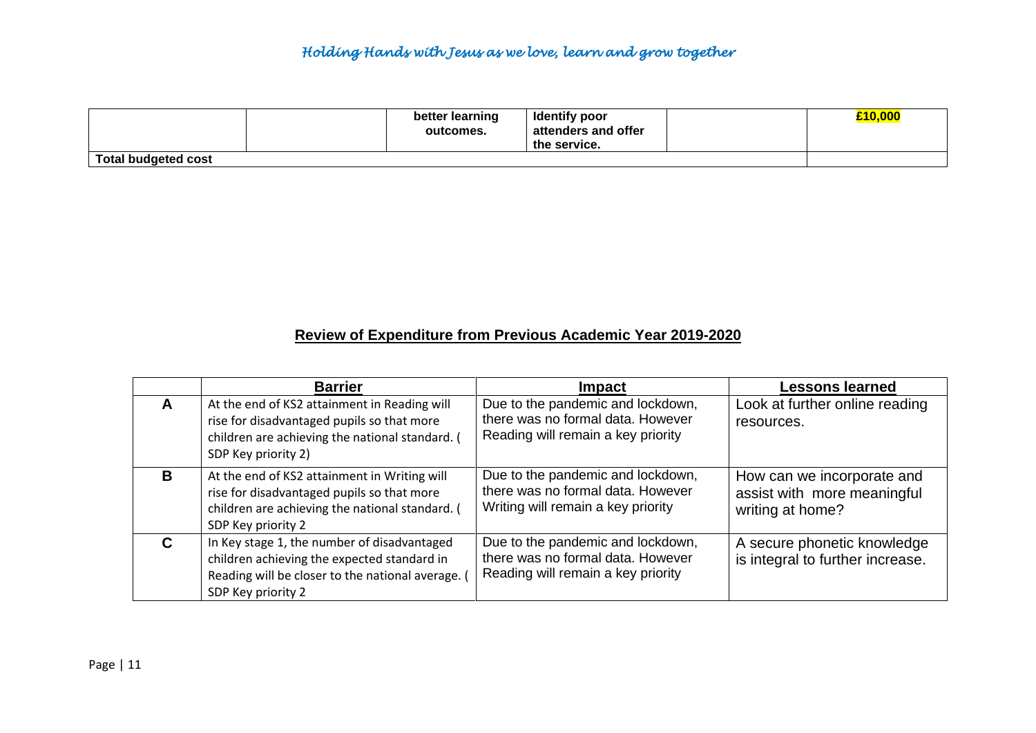|  |  | better learning outcomes. | Identify poor attenders and offer the service. |  | £10,000 |
|---|---|---|---|---|---|
| **Total budgeted cost** |  |  |  |  |  |

## Review of Expenditure from Previous Academic Year 2019-2020

|  | Barrier | Impact | Lessons learned |
|---|---|---|---|
| **A** | At the end of KS2 attainment in Reading will rise for disadvantaged pupils so that more children are achieving the national standard. ( SDP Key priority 2) | Due to the pandemic and lockdown, there was no formal data. However Reading will remain a key priority | Look at further online reading resources. |
| **B** | At the end of KS2 attainment in Writing will rise for disadvantaged pupils so that more children are achieving the national standard. ( SDP Key priority 2 | Due to the pandemic and lockdown, there was no formal data. However Writing will remain a key priority | How can we incorporate and assist with more meaningful writing at home? |
| **C** | In Key stage 1, the number of disadvantaged children achieving the expected standard in Reading will be closer to the national average. ( SDP Key priority 2 | Due to the pandemic and lockdown, there was no formal data. However Reading will remain a key priority | A secure phonetic knowledge is integral to further increase. |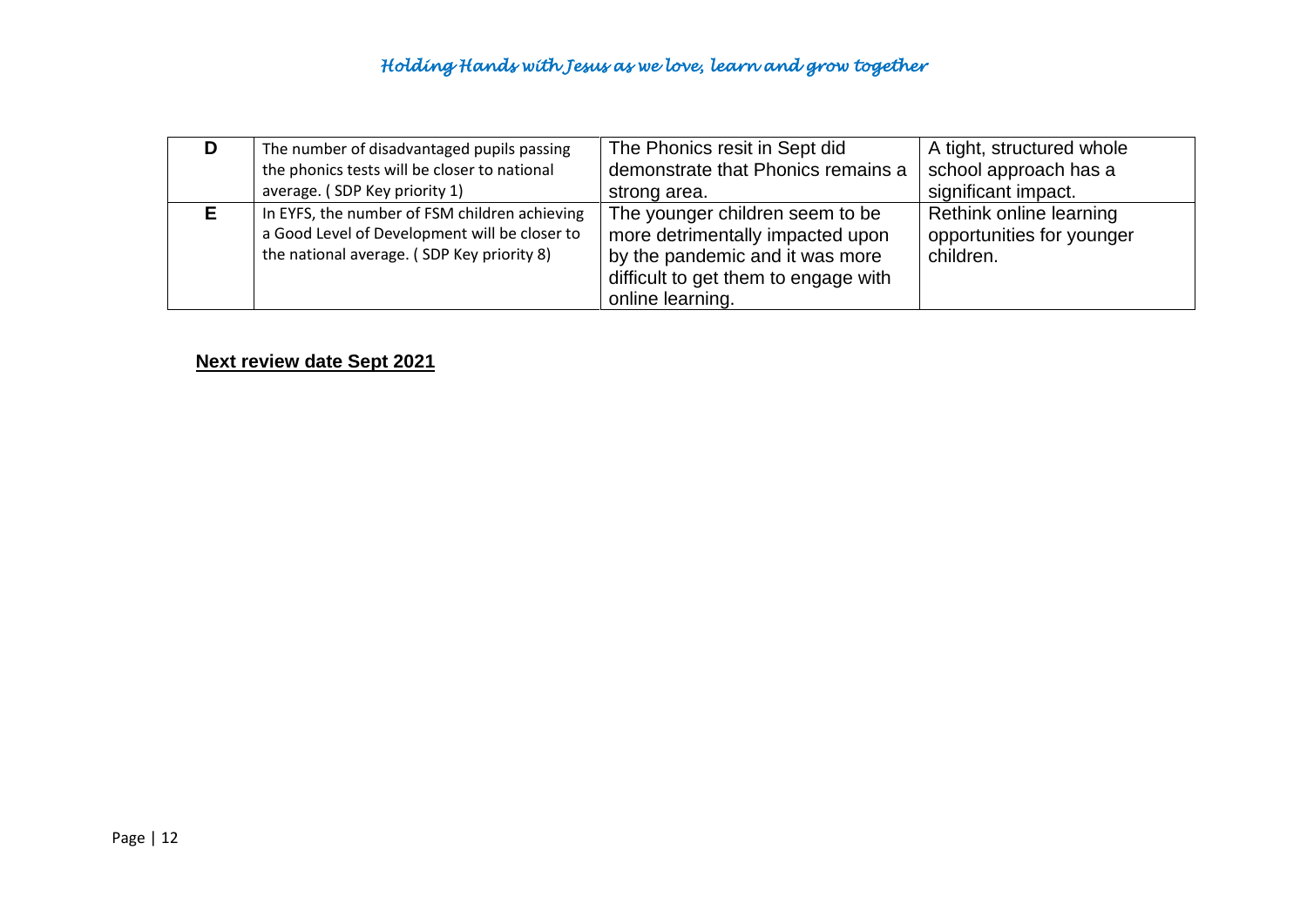| | | | |
|---|---|---|---|
| **D** | The number of disadvantaged pupils passing the phonics tests will be closer to national average. ( SDP Key priority 1) | The Phonics resit in Sept did demonstrate that Phonics remains a strong area. | A tight, structured whole school approach has a significant impact. |
| **E** | In EYFS, the number of FSM children achieving a Good Level of Development will be closer to the national average. ( SDP Key priority 8) | The younger children seem to be more detrimentally impacted upon by the pandemic and it was more difficult to get them to engage with online learning. | Rethink online learning opportunities for younger children. |

**Next review date Sept 2021**